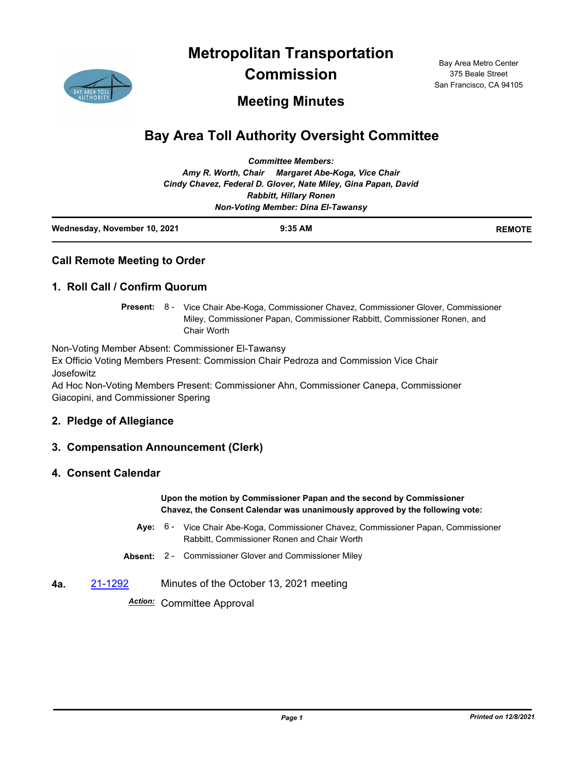# Metropolitan Transportation Commission

## Meeting Minutes

Bay Area Metro Center
375 Beale Street
San Francisco, CA 94105

# Bay Area Toll Authority Oversight Committee

*Committee Members:*
*Amy R. Worth, Chair     Margaret Abe-Koga, Vice Chair*
*Cindy Chavez, Federal D. Glover, Nate Miley, Gina Papan, David Rabbitt, Hillary Ronen*
*Non-Voting Member: Dina El-Tawansy*

**Wednesday, November 10, 2021**     **9:35 AM**     **REMOTE**

## Call Remote Meeting to Order

## 1. Roll Call / Confirm Quorum

**Present:** 8 - Vice Chair Abe-Koga, Commissioner Chavez, Commissioner Glover, Commissioner Miley, Commissioner Papan, Commissioner Rabbitt, Commissioner Ronen, and Chair Worth

Non-Voting Member Absent: Commissioner El-Tawansy
Ex Officio Voting Members Present: Commission Chair Pedroza and Commission Vice Chair Josefowitz
Ad Hoc Non-Voting Members Present: Commissioner Ahn, Commissioner Canepa, Commissioner Giacopini, and Commissioner Spering

## 2. Pledge of Allegiance

## 3. Compensation Announcement (Clerk)

## 4. Consent Calendar

**Upon the motion by Commissioner Papan and the second by Commissioner Chavez, the Consent Calendar was unanimously approved by the following vote:**

**Aye:** 6 - Vice Chair Abe-Koga, Commissioner Chavez, Commissioner Papan, Commissioner Rabbitt, Commissioner Ronen and Chair Worth

**Absent:** 2 - Commissioner Glover and Commissioner Miley

**4a.** 21-1292 Minutes of the October 13, 2021 meeting

***Action:*** Committee Approval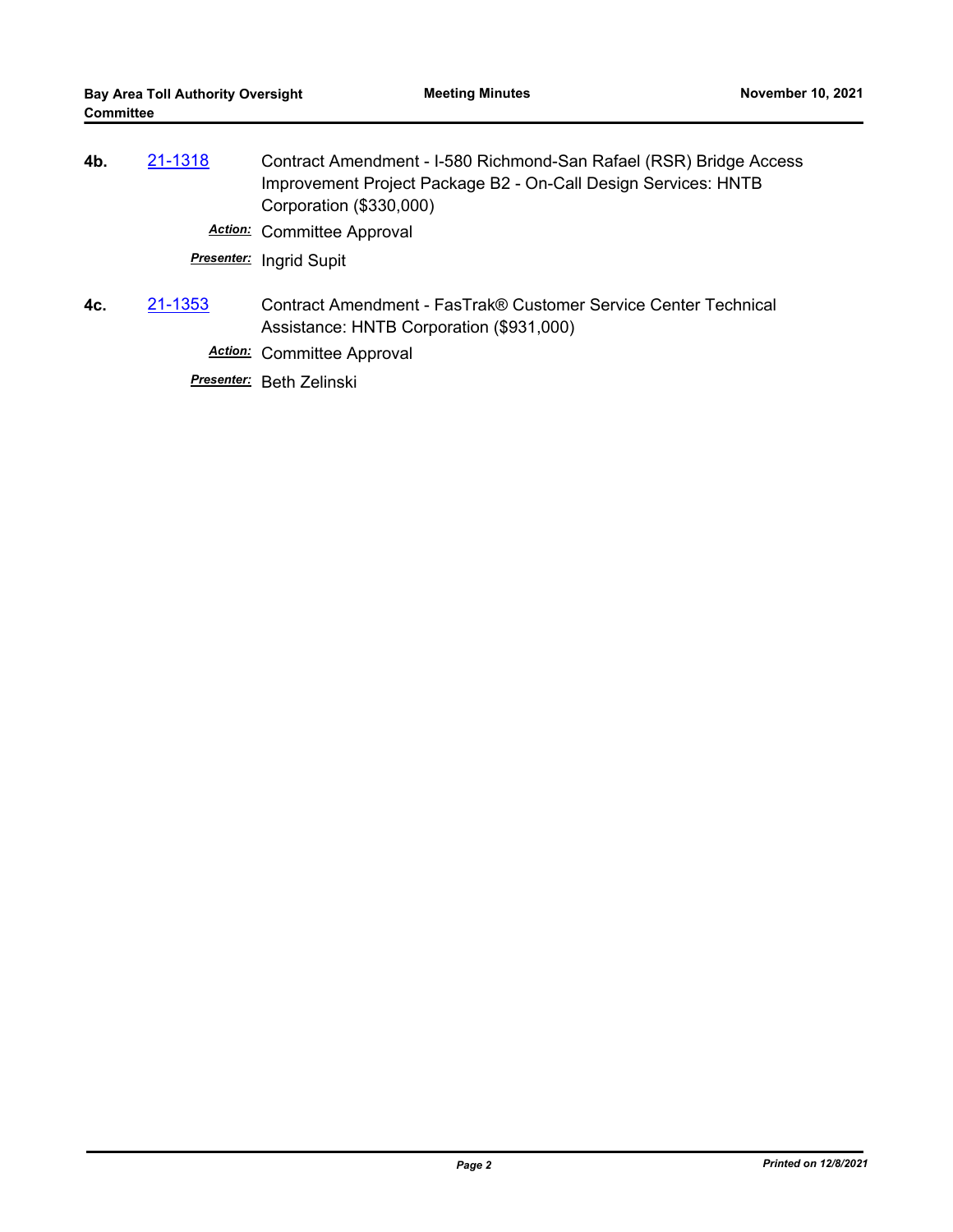**4b.** 21-1318 Contract Amendment - I-580 Richmond-San Rafael (RSR) Bridge Access Improvement Project Package B2 - On-Call Design Services: HNTB Corporation ($330,000)

***Action:*** Committee Approval

***Presenter:*** Ingrid Supit

**4c.** 21-1353 Contract Amendment - FasTrak® Customer Service Center Technical Assistance: HNTB Corporation ($931,000)

***Action:*** Committee Approval

***Presenter:*** Beth Zelinski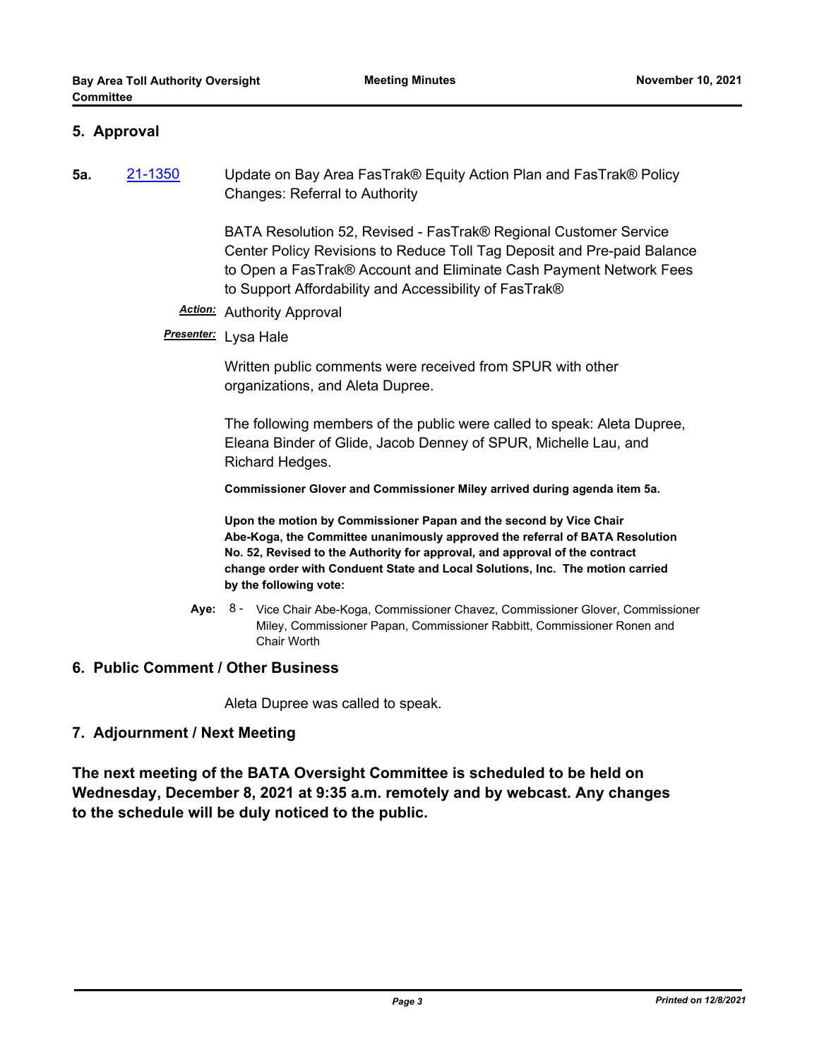## 5. Approval

**5a.** 21-1350 Update on Bay Area FasTrak® Equity Action Plan and FasTrak® Policy Changes: Referral to Authority

BATA Resolution 52, Revised - FasTrak® Regional Customer Service Center Policy Revisions to Reduce Toll Tag Deposit and Pre-paid Balance to Open a FasTrak® Account and Eliminate Cash Payment Network Fees to Support Affordability and Accessibility of FasTrak®

***Action:*** Authority Approval

***Presenter:*** Lysa Hale

Written public comments were received from SPUR with other organizations, and Aleta Dupree.

The following members of the public were called to speak: Aleta Dupree, Eleana Binder of Glide, Jacob Denney of SPUR, Michelle Lau, and Richard Hedges.

**Commissioner Glover and Commissioner Miley arrived during agenda item 5a.**

**Upon the motion by Commissioner Papan and the second by Vice Chair Abe-Koga, the Committee unanimously approved the referral of BATA Resolution No. 52, Revised to the Authority for approval, and approval of the contract change order with Conduent State and Local Solutions, Inc. The motion carried by the following vote:**

**Aye:** 8 - Vice Chair Abe-Koga, Commissioner Chavez, Commissioner Glover, Commissioner Miley, Commissioner Papan, Commissioner Rabbitt, Commissioner Ronen and Chair Worth

## 6. Public Comment / Other Business

Aleta Dupree was called to speak.

## 7. Adjournment / Next Meeting

**The next meeting of the BATA Oversight Committee is scheduled to be held on Wednesday, December 8, 2021 at 9:35 a.m. remotely and by webcast. Any changes to the schedule will be duly noticed to the public.**